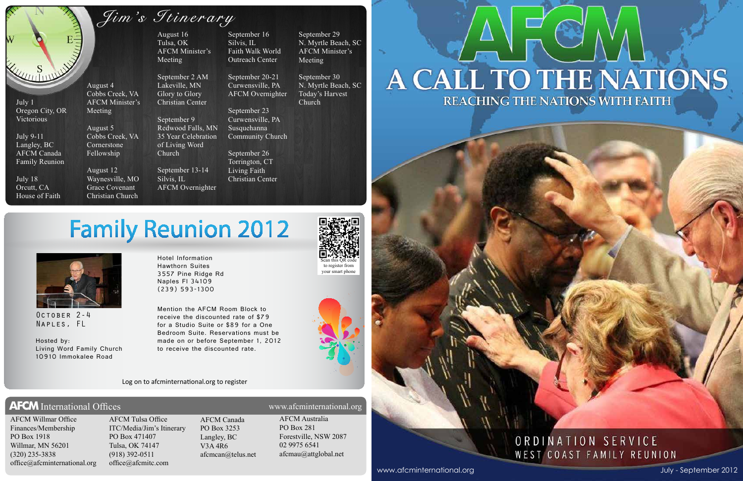# Jim's Itinerary

July 1
Oregon City, OR
Victorious

July 9-11
Langley, BC
AFCM Canada
Family Reunion

July 18
Orcutt, CA
House of Faith

August 4
Cobbs Creek, VA
AFCM Minister's
Meeting

August 5
Cobbs Creek, VA
Cornerstone
Fellowship

August 12
Waynesville, MO
Grace Covenant
Christian Church

August 16
Tulsa, OK
AFCM Minister's
Meeting

September 2 AM
Lakeville, MN
Glory to Glory
Christian Center

September 9
Redwood Falls, MN
35 Year Celebration
of Living Word
Church

September 13-14
Silvis, IL
AFCM Overnighter

September 16
Silvis, IL
Faith Walk World
Outreach Center

September 20-21
Curwensville, PA
AFCM Overnighter

September 23
Curwensville, PA
Susquehanna
Community Church

September 26
Torrington, CT
Living Faith
Christian Center

September 29
N. Myrtle Beach, SC
AFCM Minister's
Meeting

September 30
N. Myrtle Beach, SC
Today's Harvest
Church

# Family Reunion 2012

October 2-4
Naples, FL

Hosted by:
Living Word Family Church
10910 Immokalee Road

Hotel Information
Hawthorn Suites
3557 Pine Ridge Rd
Naples Fl 34109
(239) 593-1300

Mention the AFCM Room Block to receive the discounted rate of $79 for a Studio Suite or $89 for a One Bedroom Suite. Reservations must be made on or before September 1, 2012 to receive the discounted rate.

Scan this QR code to register from your smart phone

Log on to afcminternational.org to register

## AFCM International Offices

www.afcminternational.org

AFCM Willmar Office
Finances/Membership
PO Box 1918
Willmar, MN 56201
(320) 235-3838
office@afcminternational.org

AFCM Tulsa Office
ITC/Media/Jim's Itinerary
PO Box 471407
Tulsa, OK 74147
(918) 392-0511
office@afcmitc.com

AFCM Canada
PO Box 3253
Langley, BC
V3A 4R6
afcmcan@telus.net

AFCM Australia
PO Box 281
Forestville, NSW 2087
02 9975 6541
afcmau@attglobal.net

# AFCM

# A CALL TO THE NATIONS

## REACHING THE NATIONS WITH FAITH

ORDINATION SERVICE
WEST COAST FAMILY REUNION

www.afcminternational.org

July - September 2012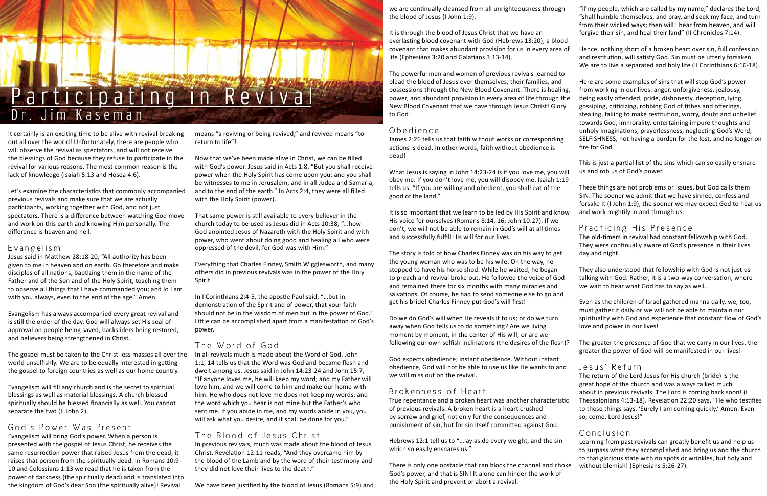# Participating in Revival

Dr. Jim Kaseman

It certainly is an exciting time to be alive with revival breaking out all over the world! Unfortunately, there are people who will observe the revival as spectators, and will not receive the blessings of God because they refuse to participate in the revival for various reasons. The most common reason is the lack of knowledge (Isaiah 5:13 and Hosea 4:6).

Let's examine the characteristics that commonly accompanied previous revivals and make sure that we are actually participants, working together with God, and not just spectators. There is a difference between watching God move and work on this earth and knowing Him personally. The difference is heaven and hell.

## Evangelism

Jesus said in Matthew 28:18-20, "All authority has been given to me in heaven and on earth. Go therefore and make disciples of all nations, baptizing them in the name of the Father and of the Son and of the Holy Spirit, teaching them to observe all things that I have commanded you; and lo I am with you always, even to the end of the age." Amen.

Evangelism has always accompanied every great revival and is still the order of the day. God will always set His seal of approval on people being saved, backsliders being restored, and believers being strengthened in Christ.

The gospel must be taken to the Christ-less masses all over the world unselfishly. We are to be equally interested in getting the gospel to foreign countries as well as our home country.

Evangelism will fill any church and is the secret to spiritual blessings as well as material blessings. A church blessed spiritually should be blessed financially as well. You cannot separate the two (II John 2).

## God's Power Was Present

Evangelism will bring God's power. When a person is presented with the gospel of Jesus Christ, he receives the same resurrection power that raised Jesus from the dead; it raises that person from the spiritually dead. In Romans 10:9-10 and Colossians 1:13 we read that he is taken from the power of darkness (the spiritually dead) and is translated into the kingdom of God's dear Son (the spiritually alive)! Revival means "a reviving or being revived," and revived means "to return to life"!

Now that we've been made alive in Christ, we can be filled with God's power. Jesus said in Acts 1:8, "But you shall receive power when the Holy Spirit has come upon you; and you shall be witnesses to me in Jerusalem, and in all Judea and Samaria, and to the end of the earth." In Acts 2:4, they were all filled with the Holy Spirit (power).

That same power is still available to every believer in the church today to be used as Jesus did in Acts 10:38, "...how God anointed Jesus of Nazareth with the Holy Spirit and with power, who went about doing good and healing all who were oppressed of the devil, for God was with Him."

Everything that Charles Finney, Smith Wigglesworth, and many others did in previous revivals was in the power of the Holy Spirit.

In I Corinthians 2:4-5, the apostle Paul said, "...but in demonstration of the Spirit and of power, that your faith should not be in the wisdom of men but in the power of God." Little can be accomplished apart from a manifestation of God's power.

## The Word of God

In all revivals much is made about the Word of God. John 1:1, 14 tells us that the Word was God and became flesh and dwelt among us. Jesus said in John 14:23-24 and John 15:7, "If anyone loves me, he will keep my word; and my Father will love him, and we will come to him and make our home with him. He who does not love me does not keep my words; and the word which you hear is not mine but the Father's who sent me. If you abide in me, and my words abide in you, you will ask what you desire, and it shall be done for you."

## The Blood of Jesus Christ

In previous revivals, much was made about the blood of Jesus Christ. Revelation 12:11 reads, "And they overcame him by the blood of the Lamb and by the word of their testimony and they did not love their lives to the death."

We have been justified by the blood of Jesus (Romans 5:9) and we are continually cleansed from all unrighteousness through the blood of Jesus (I John 1:9).

It is through the blood of Jesus Christ that we have an everlasting blood covenant with God (Hebrews 13:20); a blood covenant that makes abundant provision for us in every area of life (Ephesians 3:20 and Galatians 3:13-14).

The powerful men and women of previous revivals learned to plead the blood of Jesus over themselves, their families, and possessions through the New Blood Covenant. There is healing, power, and abundant provision in every area of life through the New Blood Covenant that we have through Jesus Christ! Glory to God!

## Obedience

James 2:26 tells us that faith without works or corresponding actions is dead. In other words, faith without obedience is dead!

What Jesus is saying in John 14:23-24 is if you love me, you will obey me. If you don't love me, you will disobey me. Isaiah 1:19 tells us, "If you are willing and obedient, you shall eat of the good of the land."

It is so important that we learn to be led by His Spirit and know His voice for ourselves (Romans 8:14, 16; John 10:27). If we don't, we will not be able to remain in God's will at all times and successfully fulfill His will for our lives.

The story is told of how Charles Finney was on his way to get the young woman who was to be his wife. On the way, he stopped to have his horse shod. While he waited, he began to preach and revival broke out. He followed the voice of God and remained there for six months with many miracles and salvations. Of course, he had to send someone else to go and get his bride! Charles Finney put God's will first!

Do we do God's will when He reveals it to us; or do we turn away when God tells us to do something? Are we living moment by moment, in the center of His will; or are we following our own selfish inclinations (the desires of the flesh)?

God expects obedience; instant obedience. Without instant obedience, God will not be able to use us like He wants to and we will miss out on the revival.

## Brokenness of Heart

True repentance and a broken heart was another characteristic of previous revivals. A broken heart is a heart crushed by sorrow and grief, not only for the consequences and punishment of sin, but for sin itself committed against God.

Hebrews 12:1 tell us to "...lay aside every weight, and the sin which so easily ensnares us."

There is only one obstacle that can block the channel and choke God's power, and that is SIN! It alone can hinder the work of the Holy Spirit and prevent or abort a revival.

"If my people, which are called by my name," declares the Lord, "shall humble themselves, and pray, and seek my face, and turn from their wicked ways; then will I hear from heaven, and will forgive their sin, and heal their land" (II Chronicles 7:14).

Hence, nothing short of a broken heart over sin, full confession and restitution, will satisfy God. Sin must be utterly forsaken. We are to live a separated and holy life (II Corinthians 6:16-18).

Here are some examples of sins that will stop God's power from working in our lives: anger, unforgiveness, jealousy, being easily offended, pride, dishonesty, deception, lying, gossiping, criticizing, robbing God of tithes and offerings, stealing, failing to make restitution, worry, doubt and unbelief towards God, immorality, entertaining impure thoughts and unholy imaginations, prayerlessness, neglecting God's Word, SELFISHNESS, not having a burden for the lost, and no longer on fire for God.

This is just a partial list of the sins which can so easily ensnare us and rob us of God's power.

These things are not problems or issues, but God calls them SIN. The sooner we admit that we have sinned, confess and forsake it (I John 1:9), the sooner we may expect God to hear us and work mightily in and through us.

## Practicing His Presence

The old-timers in revival had constant fellowship with God. They were continually aware of God's presence in their lives day and night.

They also understood that fellowship with God is not just us talking with God. Rather, it is a two-way conversation, where we wait to hear what God has to say as well.

Even as the children of Israel gathered manna daily, we, too, must gather it daily or we will not be able to maintain our spirituality with God and experience that constant flow of God's love and power in our lives!

The greater the presence of God that we carry in our lives, the greater the power of God will be manifested in our lives!

## Jesus' Return

The return of the Lord Jesus for His church (bride) is the great hope of the church and was always talked much about in previous revivals. The Lord is coming back soon! (I Thessalonians 4:13-18). Revelation 22:20 says, "He who testifies to these things says, 'Surely I am coming quickly.' Amen. Even so, come, Lord Jesus!"

## Conclusion

Learning from past revivals can greatly benefit us and help us to surpass what they accomplished and bring us and the church to that glorious state with no spots or wrinkles, but holy and without blemish! (Ephesians 5:26-27).